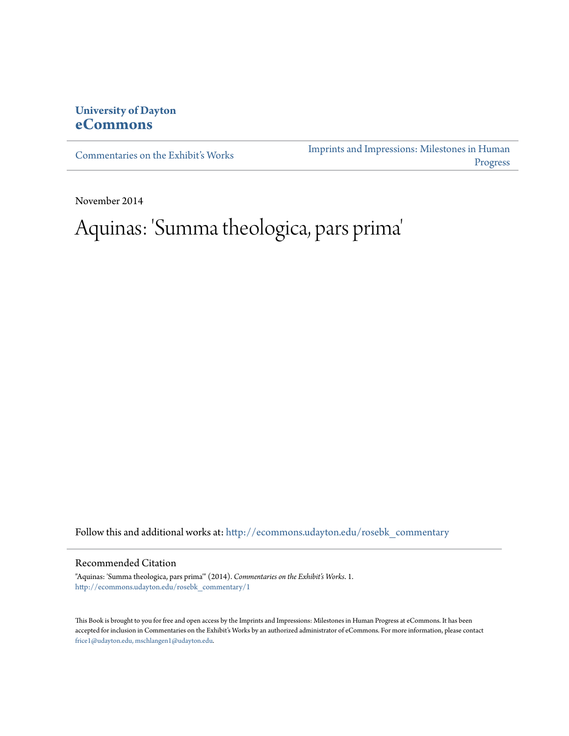**University of Dayton**
**eCommons**

Commentaries on the Exhibit's Works

Imprints and Impressions: Milestones in Human Progress

November 2014

# Aquinas: 'Summa theologica, pars prima'

Follow this and additional works at: http://ecommons.udayton.edu/rosebk_commentary

## Recommended Citation

"Aquinas: 'Summa theologica, pars prima'" (2014). *Commentaries on the Exhibit's Works*. 1.
http://ecommons.udayton.edu/rosebk_commentary/1

This Book is brought to you for free and open access by the Imprints and Impressions: Milestones in Human Progress at eCommons. It has been accepted for inclusion in Commentaries on the Exhibit's Works by an authorized administrator of eCommons. For more information, please contact frice1@udayton.edu, mschlangen1@udayton.edu.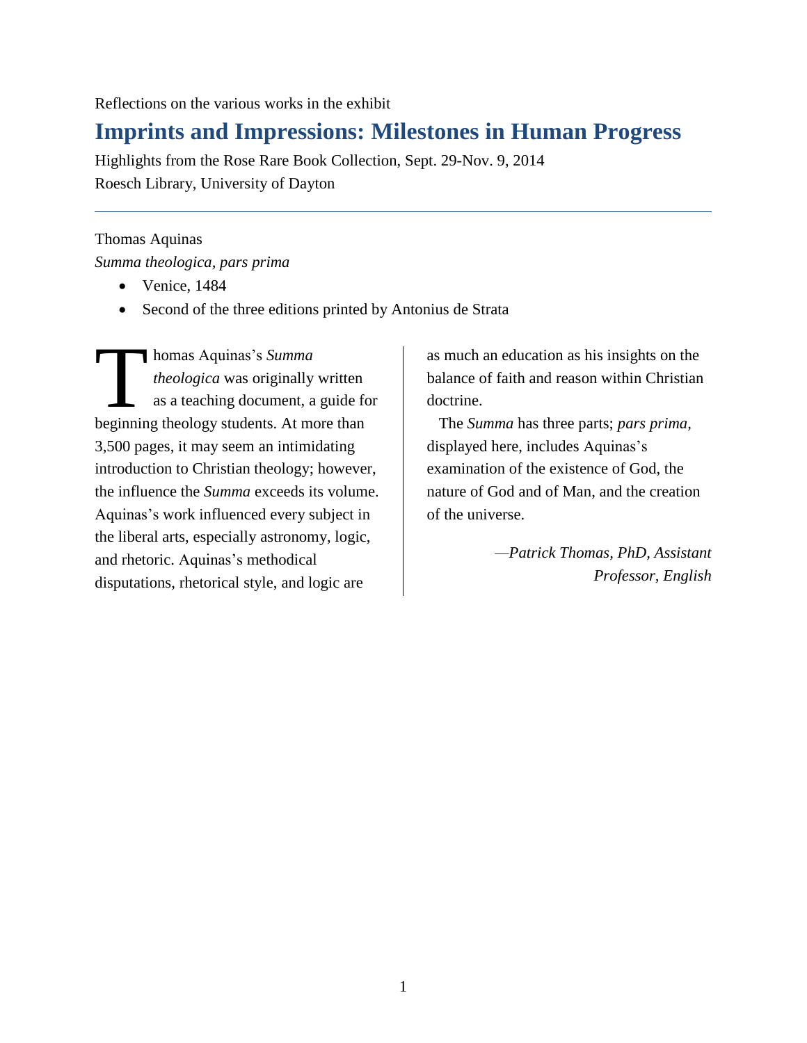Reflections on the various works in the exhibit

# Imprints and Impressions: Milestones in Human Progress

Highlights from the Rose Rare Book Collection, Sept. 29-Nov. 9, 2014
Roesch Library, University of Dayton

---

Thomas Aquinas
*Summa theologica, pars prima*

- Venice, 1484
- Second of the three editions printed by Antonius de Strata

Thomas Aquinas's *Summa theologica* was originally written as a teaching document, a guide for beginning theology students. At more than 3,500 pages, it may seem an intimidating introduction to Christian theology; however, the influence the *Summa* exceeds its volume. Aquinas's work influenced every subject in the liberal arts, especially astronomy, logic, and rhetoric. Aquinas's methodical disputations, rhetorical style, and logic are as much an education as his insights on the balance of faith and reason within Christian doctrine.

The *Summa* has three parts; *pars prima*, displayed here, includes Aquinas's examination of the existence of God, the nature of God and of Man, and the creation of the universe.

*—Patrick Thomas, PhD, Assistant Professor, English*